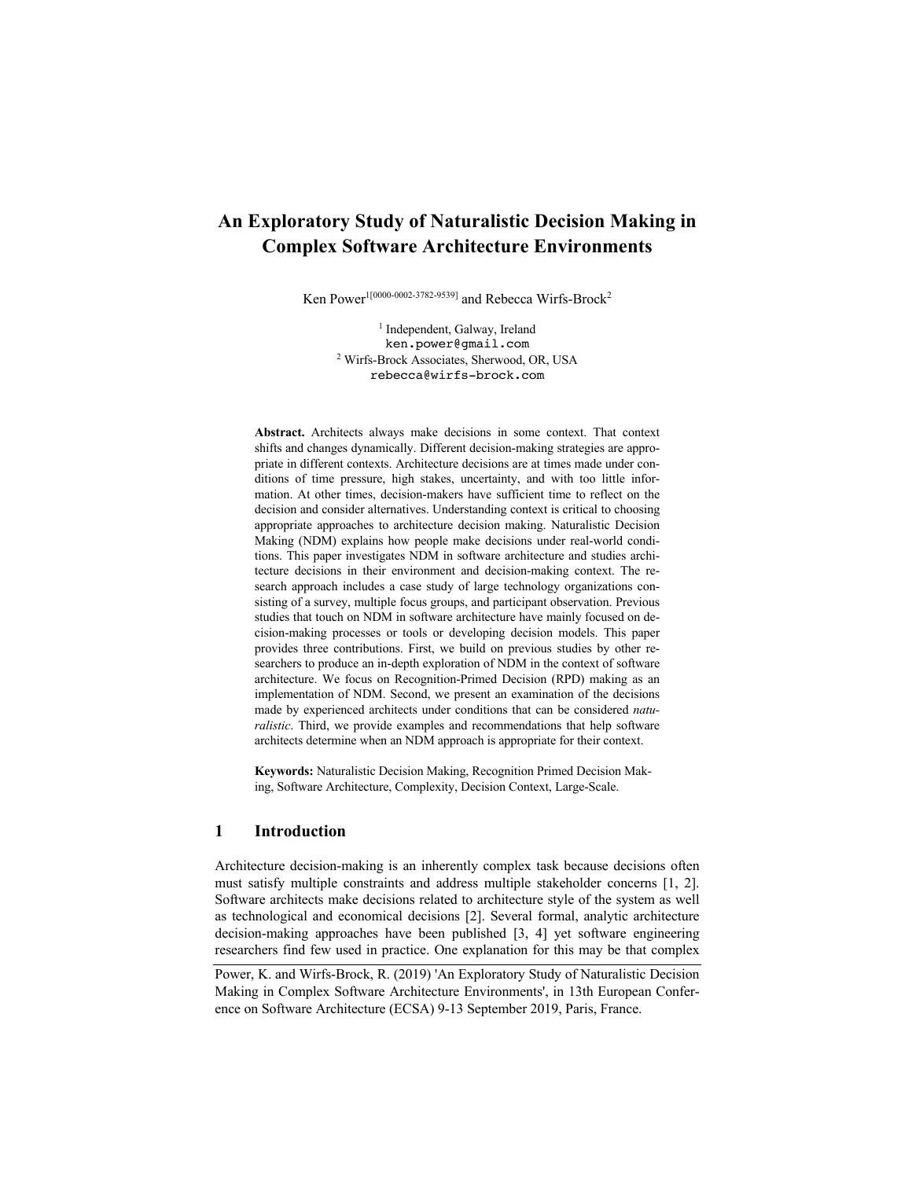# An Exploratory Study of Naturalistic Decision Making in Complex Software Architecture Environments

Ken Power[1[0000-0002-3782-9539]] and Rebecca Wirfs-Brock[2]

[1] Independent, Galway, Ireland
ken.power@gmail.com
[2] Wirfs-Brock Associates, Sherwood, OR, USA
rebecca@wirfs-brock.com

**Abstract.** Architects always make decisions in some context. That context shifts and changes dynamically. Different decision-making strategies are appropriate in different contexts. Architecture decisions are at times made under conditions of time pressure, high stakes, uncertainty, and with too little information. At other times, decision-makers have sufficient time to reflect on the decision and consider alternatives. Understanding context is critical to choosing appropriate approaches to architecture decision making. Naturalistic Decision Making (NDM) explains how people make decisions under real-world conditions. This paper investigates NDM in software architecture and studies architecture decisions in their environment and decision-making context. The research approach includes a case study of large technology organizations consisting of a survey, multiple focus groups, and participant observation. Previous studies that touch on NDM in software architecture have mainly focused on decision-making processes or tools or developing decision models. This paper provides three contributions. First, we build on previous studies by other researchers to produce an in-depth exploration of NDM in the context of software architecture. We focus on Recognition-Primed Decision (RPD) making as an implementation of NDM. Second, we present an examination of the decisions made by experienced architects under conditions that can be considered *naturalistic*. Third, we provide examples and recommendations that help software architects determine when an NDM approach is appropriate for their context.

**Keywords:** Naturalistic Decision Making, Recognition Primed Decision Making, Software Architecture, Complexity, Decision Context, Large-Scale.

## 1 Introduction

Architecture decision-making is an inherently complex task because decisions often must satisfy multiple constraints and address multiple stakeholder concerns [1, 2]. Software architects make decisions related to architecture style of the system as well as technological and economical decisions [2]. Several formal, analytic architecture decision-making approaches have been published [3, 4] yet software engineering researchers find few used in practice. One explanation for this may be that complex

Power, K. and Wirfs-Brock, R. (2019) 'An Exploratory Study of Naturalistic Decision Making in Complex Software Architecture Environments', in 13th European Conference on Software Architecture (ECSA) 9-13 September 2019, Paris, France.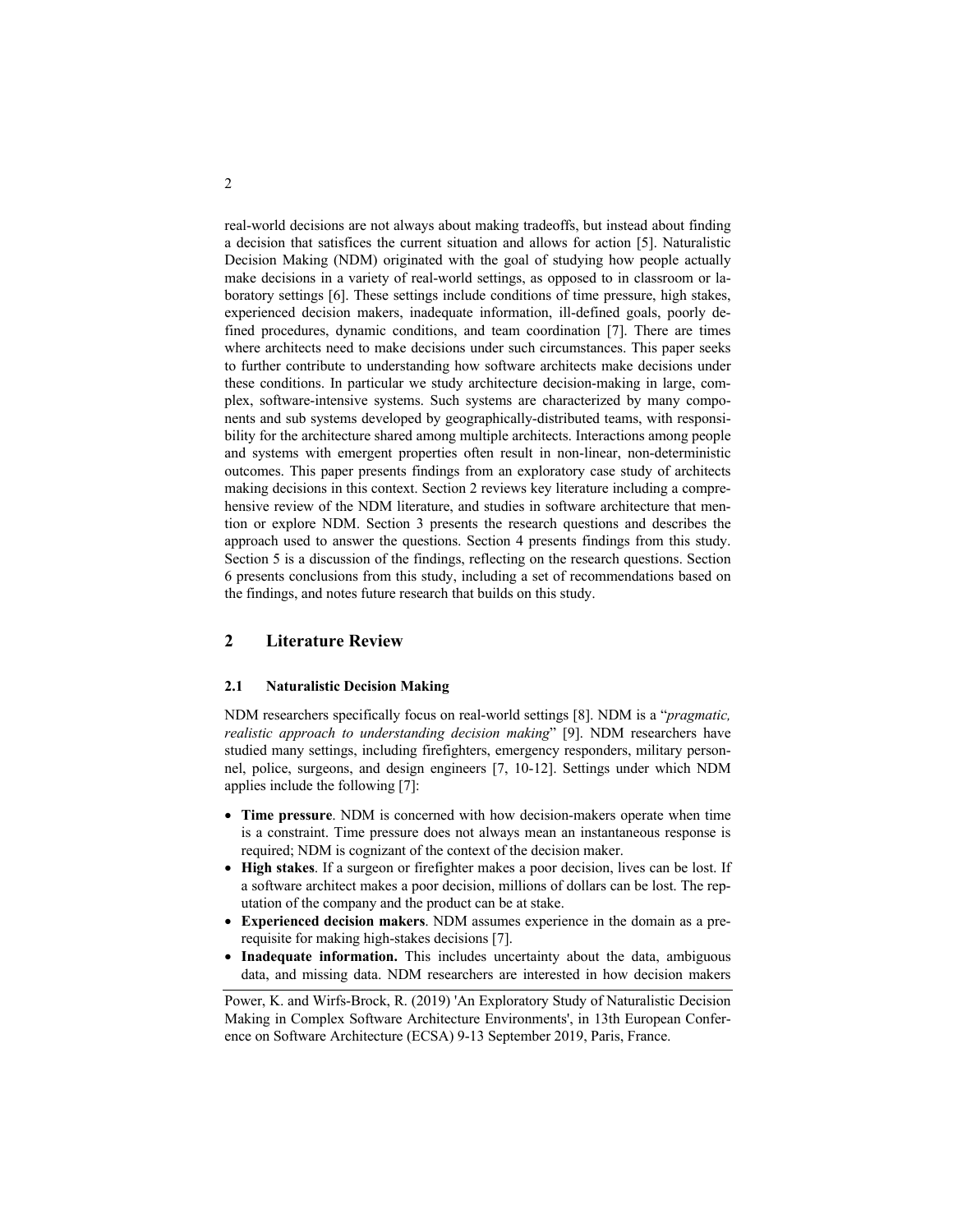real-world decisions are not always about making tradeoffs, but instead about finding a decision that satisfices the current situation and allows for action [5]. Naturalistic Decision Making (NDM) originated with the goal of studying how people actually make decisions in a variety of real-world settings, as opposed to in classroom or laboratory settings [6]. These settings include conditions of time pressure, high stakes, experienced decision makers, inadequate information, ill-defined goals, poorly defined procedures, dynamic conditions, and team coordination [7]. There are times where architects need to make decisions under such circumstances. This paper seeks to further contribute to understanding how software architects make decisions under these conditions. In particular we study architecture decision-making in large, complex, software-intensive systems. Such systems are characterized by many components and sub systems developed by geographically-distributed teams, with responsibility for the architecture shared among multiple architects. Interactions among people and systems with emergent properties often result in non-linear, non-deterministic outcomes. This paper presents findings from an exploratory case study of architects making decisions in this context. Section 2 reviews key literature including a comprehensive review of the NDM literature, and studies in software architecture that mention or explore NDM. Section 3 presents the research questions and describes the approach used to answer the questions. Section 4 presents findings from this study. Section 5 is a discussion of the findings, reflecting on the research questions. Section 6 presents conclusions from this study, including a set of recommendations based on the findings, and notes future research that builds on this study.

## 2 Literature Review

### 2.1 Naturalistic Decision Making

NDM researchers specifically focus on real-world settings [8]. NDM is a "*pragmatic, realistic approach to understanding decision making*" [9]. NDM researchers have studied many settings, including firefighters, emergency responders, military personnel, police, surgeons, and design engineers [7, 10-12]. Settings under which NDM applies include the following [7]:

- **Time pressure**. NDM is concerned with how decision-makers operate when time is a constraint. Time pressure does not always mean an instantaneous response is required; NDM is cognizant of the context of the decision maker.
- **High stakes**. If a surgeon or firefighter makes a poor decision, lives can be lost. If a software architect makes a poor decision, millions of dollars can be lost. The reputation of the company and the product can be at stake.
- **Experienced decision makers**. NDM assumes experience in the domain as a prerequisite for making high-stakes decisions [7].
- **Inadequate information.** This includes uncertainty about the data, ambiguous data, and missing data. NDM researchers are interested in how decision makers

Power, K. and Wirfs-Brock, R. (2019) 'An Exploratory Study of Naturalistic Decision Making in Complex Software Architecture Environments', in 13th European Conference on Software Architecture (ECSA) 9-13 September 2019, Paris, France.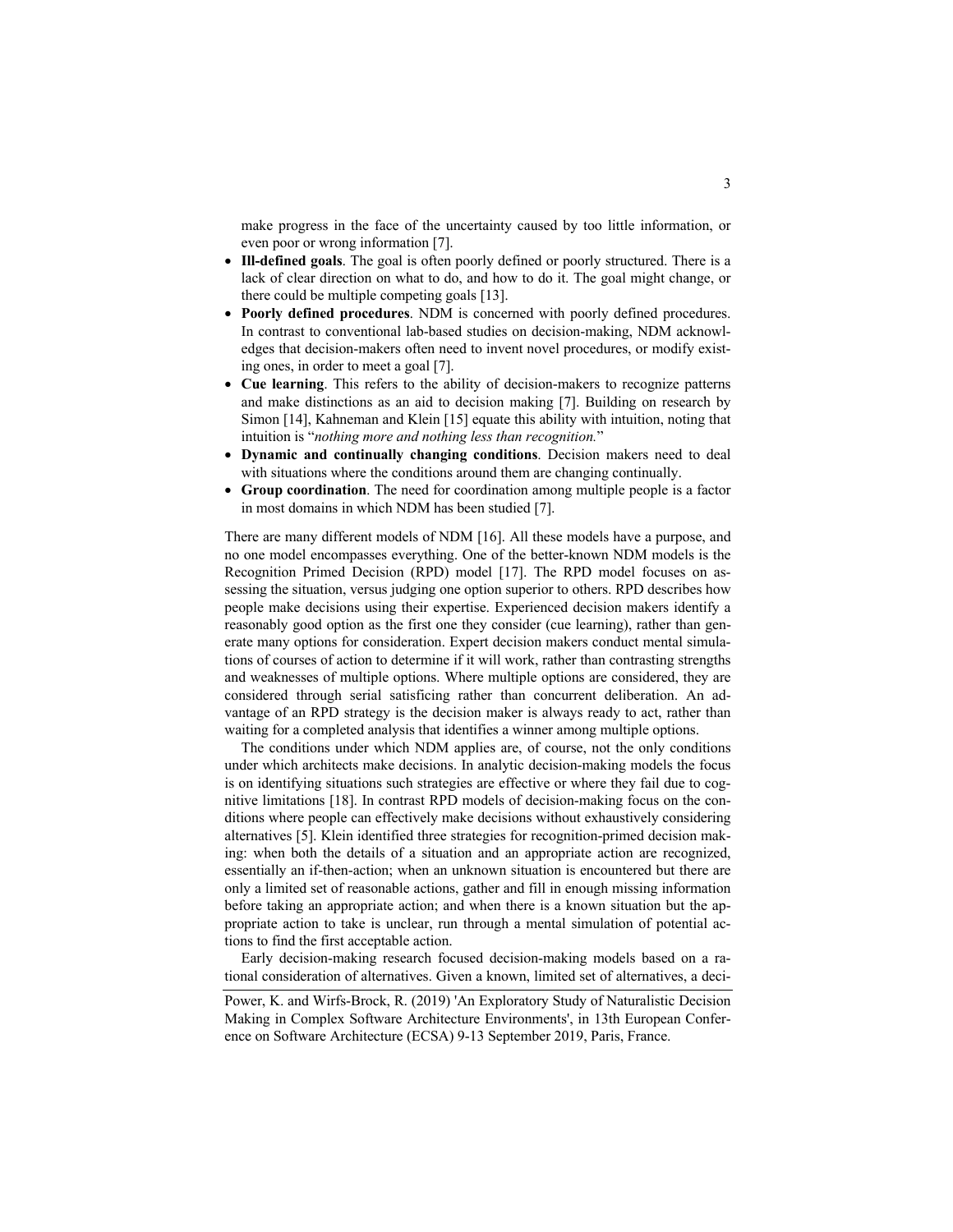make progress in the face of the uncertainty caused by too little information, or even poor or wrong information [7].

- **Ill-defined goals**. The goal is often poorly defined or poorly structured. There is a lack of clear direction on what to do, and how to do it. The goal might change, or there could be multiple competing goals [13].
- **Poorly defined procedures**. NDM is concerned with poorly defined procedures. In contrast to conventional lab-based studies on decision-making, NDM acknowledges that decision-makers often need to invent novel procedures, or modify existing ones, in order to meet a goal [7].
- **Cue learning**. This refers to the ability of decision-makers to recognize patterns and make distinctions as an aid to decision making [7]. Building on research by Simon [14], Kahneman and Klein [15] equate this ability with intuition, noting that intuition is "*nothing more and nothing less than recognition.*"
- **Dynamic and continually changing conditions**. Decision makers need to deal with situations where the conditions around them are changing continually.
- **Group coordination**. The need for coordination among multiple people is a factor in most domains in which NDM has been studied [7].

There are many different models of NDM [16]. All these models have a purpose, and no one model encompasses everything. One of the better-known NDM models is the Recognition Primed Decision (RPD) model [17]. The RPD model focuses on assessing the situation, versus judging one option superior to others. RPD describes how people make decisions using their expertise. Experienced decision makers identify a reasonably good option as the first one they consider (cue learning), rather than generate many options for consideration. Expert decision makers conduct mental simulations of courses of action to determine if it will work, rather than contrasting strengths and weaknesses of multiple options. Where multiple options are considered, they are considered through serial satisficing rather than concurrent deliberation. An advantage of an RPD strategy is the decision maker is always ready to act, rather than waiting for a completed analysis that identifies a winner among multiple options.

The conditions under which NDM applies are, of course, not the only conditions under which architects make decisions. In analytic decision-making models the focus is on identifying situations such strategies are effective or where they fail due to cognitive limitations [18]. In contrast RPD models of decision-making focus on the conditions where people can effectively make decisions without exhaustively considering alternatives [5]. Klein identified three strategies for recognition-primed decision making: when both the details of a situation and an appropriate action are recognized, essentially an if-then-action; when an unknown situation is encountered but there are only a limited set of reasonable actions, gather and fill in enough missing information before taking an appropriate action; and when there is a known situation but the appropriate action to take is unclear, run through a mental simulation of potential actions to find the first acceptable action.

Early decision-making research focused decision-making models based on a rational consideration of alternatives. Given a known, limited set of alternatives, a deci-

Power, K. and Wirfs-Brock, R. (2019) 'An Exploratory Study of Naturalistic Decision Making in Complex Software Architecture Environments', in 13th European Conference on Software Architecture (ECSA) 9-13 September 2019, Paris, France.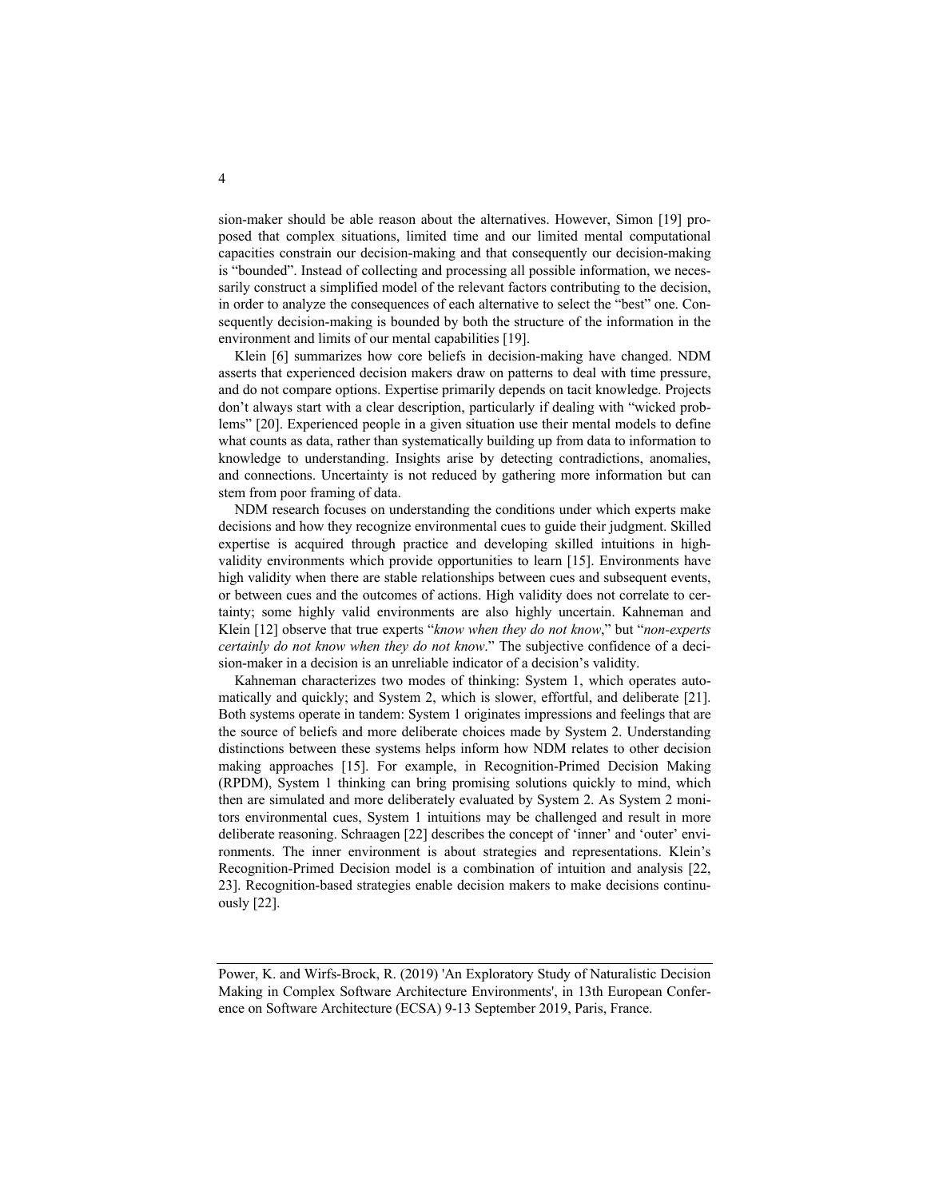sion-maker should be able reason about the alternatives. However, Simon [19] proposed that complex situations, limited time and our limited mental computational capacities constrain our decision-making and that consequently our decision-making is "bounded". Instead of collecting and processing all possible information, we necessarily construct a simplified model of the relevant factors contributing to the decision, in order to analyze the consequences of each alternative to select the "best" one. Consequently decision-making is bounded by both the structure of the information in the environment and limits of our mental capabilities [19].

Klein [6] summarizes how core beliefs in decision-making have changed. NDM asserts that experienced decision makers draw on patterns to deal with time pressure, and do not compare options. Expertise primarily depends on tacit knowledge. Projects don't always start with a clear description, particularly if dealing with "wicked problems" [20]. Experienced people in a given situation use their mental models to define what counts as data, rather than systematically building up from data to information to knowledge to understanding. Insights arise by detecting contradictions, anomalies, and connections. Uncertainty is not reduced by gathering more information but can stem from poor framing of data.

NDM research focuses on understanding the conditions under which experts make decisions and how they recognize environmental cues to guide their judgment. Skilled expertise is acquired through practice and developing skilled intuitions in high-validity environments which provide opportunities to learn [15]. Environments have high validity when there are stable relationships between cues and subsequent events, or between cues and the outcomes of actions. High validity does not correlate to certainty; some highly valid environments are also highly uncertain. Kahneman and Klein [12] observe that true experts "*know when they do not know*," but "*non-experts certainly do not know when they do not know*." The subjective confidence of a decision-maker in a decision is an unreliable indicator of a decision's validity.

Kahneman characterizes two modes of thinking: System 1, which operates automatically and quickly; and System 2, which is slower, effortful, and deliberate [21]. Both systems operate in tandem: System 1 originates impressions and feelings that are the source of beliefs and more deliberate choices made by System 2. Understanding distinctions between these systems helps inform how NDM relates to other decision making approaches [15]. For example, in Recognition-Primed Decision Making (RPDM), System 1 thinking can bring promising solutions quickly to mind, which then are simulated and more deliberately evaluated by System 2. As System 2 monitors environmental cues, System 1 intuitions may be challenged and result in more deliberate reasoning. Schraagen [22] describes the concept of 'inner' and 'outer' environments. The inner environment is about strategies and representations. Klein's Recognition-Primed Decision model is a combination of intuition and analysis [22, 23]. Recognition-based strategies enable decision makers to make decisions continuously [22].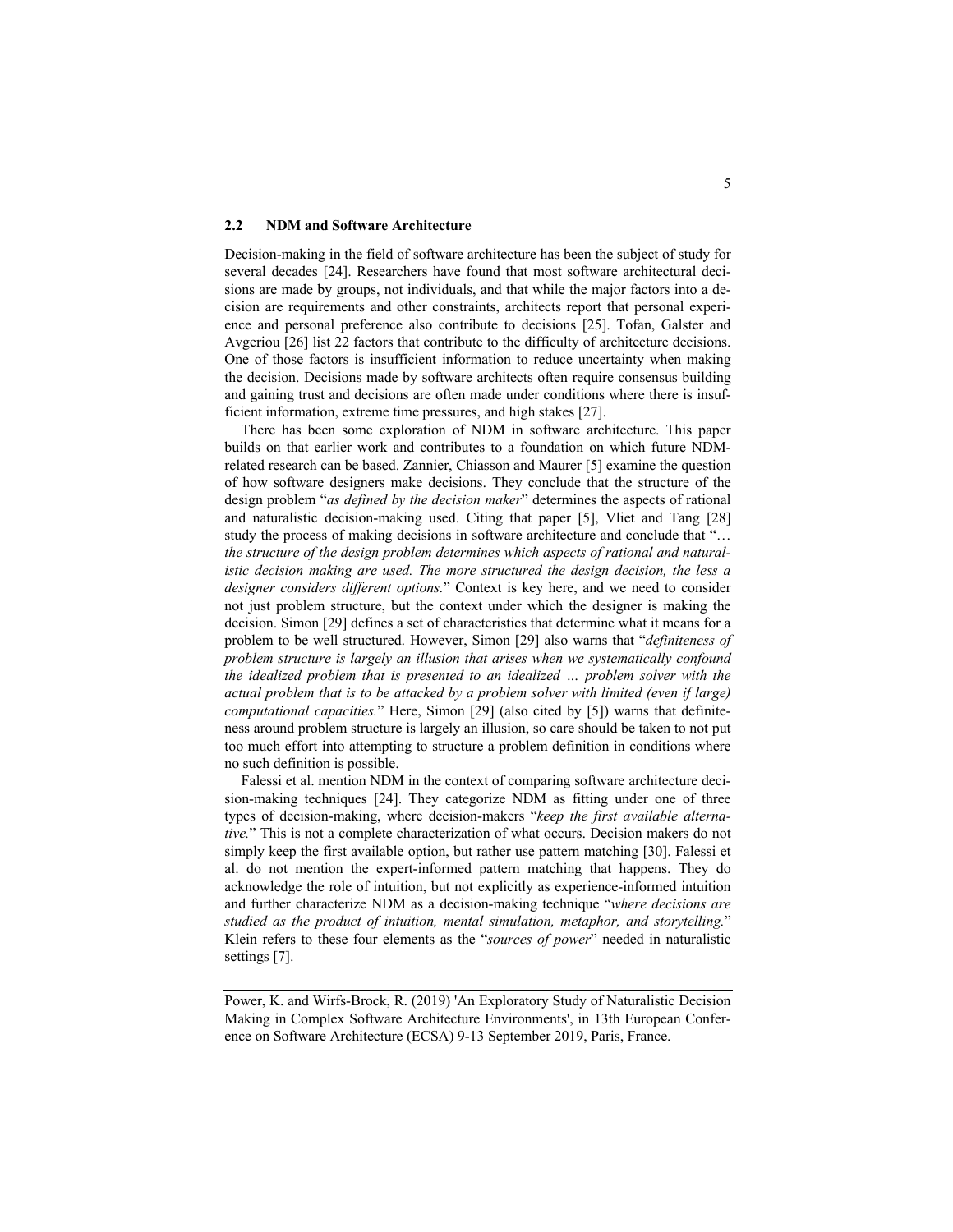### 2.2 NDM and Software Architecture

Decision-making in the field of software architecture has been the subject of study for several decades [24]. Researchers have found that most software architectural decisions are made by groups, not individuals, and that while the major factors into a decision are requirements and other constraints, architects report that personal experience and personal preference also contribute to decisions [25]. Tofan, Galster and Avgeriou [26] list 22 factors that contribute to the difficulty of architecture decisions. One of those factors is insufficient information to reduce uncertainty when making the decision. Decisions made by software architects often require consensus building and gaining trust and decisions are often made under conditions where there is insufficient information, extreme time pressures, and high stakes [27].

There has been some exploration of NDM in software architecture. This paper builds on that earlier work and contributes to a foundation on which future NDM-related research can be based. Zannier, Chiasson and Maurer [5] examine the question of how software designers make decisions. They conclude that the structure of the design problem "*as defined by the decision maker*" determines the aspects of rational and naturalistic decision-making used. Citing that paper [5], Vliet and Tang [28] study the process of making decisions in software architecture and conclude that "*… the structure of the design problem determines which aspects of rational and naturalistic decision making are used. The more structured the design decision, the less a designer considers different options.*" Context is key here, and we need to consider not just problem structure, but the context under which the designer is making the decision. Simon [29] defines a set of characteristics that determine what it means for a problem to be well structured. However, Simon [29] also warns that "*definiteness of problem structure is largely an illusion that arises when we systematically confound the idealized problem that is presented to an idealized … problem solver with the actual problem that is to be attacked by a problem solver with limited (even if large) computational capacities.*" Here, Simon [29] (also cited by [5]) warns that definiteness around problem structure is largely an illusion, so care should be taken to not put too much effort into attempting to structure a problem definition in conditions where no such definition is possible.

Falessi et al. mention NDM in the context of comparing software architecture decision-making techniques [24]. They categorize NDM as fitting under one of three types of decision-making, where decision-makers "*keep the first available alternative.*" This is not a complete characterization of what occurs. Decision makers do not simply keep the first available option, but rather use pattern matching [30]. Falessi et al. do not mention the expert-informed pattern matching that happens. They do acknowledge the role of intuition, but not explicitly as experience-informed intuition and further characterize NDM as a decision-making technique "*where decisions are studied as the product of intuition, mental simulation, metaphor, and storytelling.*" Klein refers to these four elements as the "*sources of power*" needed in naturalistic settings [7].

Power, K. and Wirfs-Brock, R. (2019) 'An Exploratory Study of Naturalistic Decision Making in Complex Software Architecture Environments', in 13th European Conference on Software Architecture (ECSA) 9-13 September 2019, Paris, France.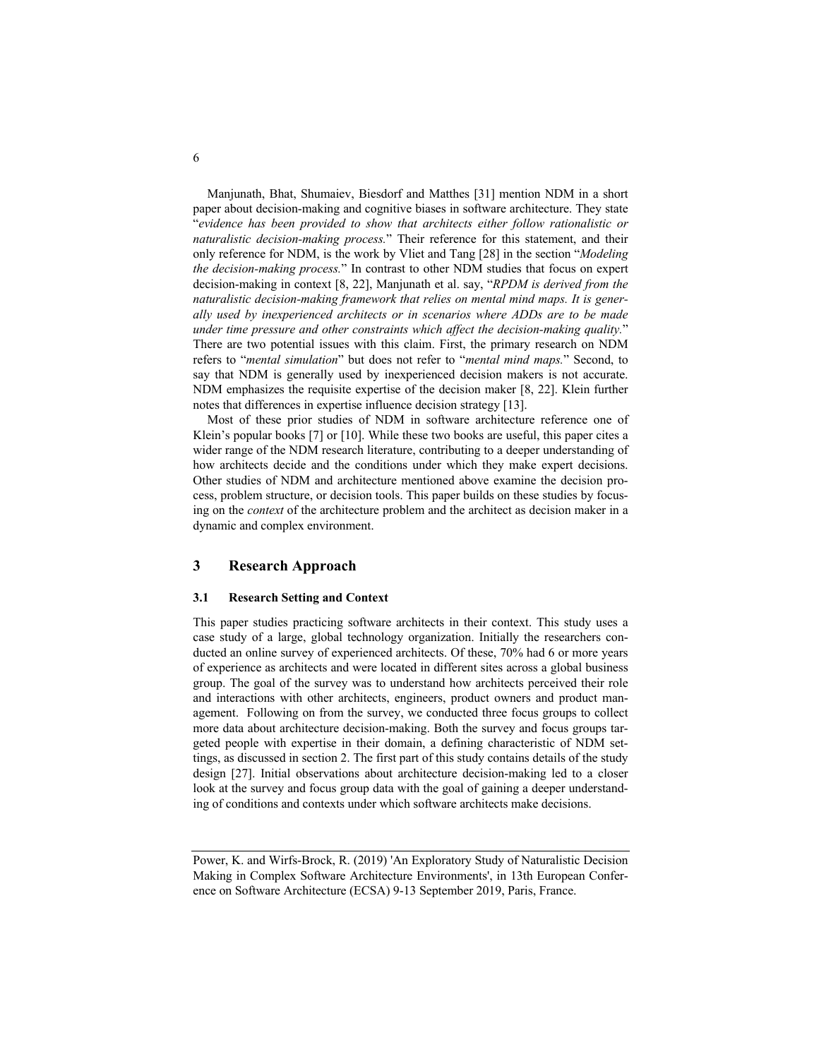Manjunath, Bhat, Shumaiev, Biesdorf and Matthes [31] mention NDM in a short paper about decision-making and cognitive biases in software architecture. They state "*evidence has been provided to show that architects either follow rationalistic or naturalistic decision-making process.*" Their reference for this statement, and their only reference for NDM, is the work by Vliet and Tang [28] in the section "*Modeling the decision-making process.*" In contrast to other NDM studies that focus on expert decision-making in context [8, 22], Manjunath et al. say, "*RPDM is derived from the naturalistic decision-making framework that relies on mental mind maps. It is generally used by inexperienced architects or in scenarios where ADDs are to be made under time pressure and other constraints which affect the decision-making quality.*" There are two potential issues with this claim. First, the primary research on NDM refers to "*mental simulation*" but does not refer to "*mental mind maps.*" Second, to say that NDM is generally used by inexperienced decision makers is not accurate. NDM emphasizes the requisite expertise of the decision maker [8, 22]. Klein further notes that differences in expertise influence decision strategy [13].

Most of these prior studies of NDM in software architecture reference one of Klein's popular books [7] or [10]. While these two books are useful, this paper cites a wider range of the NDM research literature, contributing to a deeper understanding of how architects decide and the conditions under which they make expert decisions. Other studies of NDM and architecture mentioned above examine the decision process, problem structure, or decision tools. This paper builds on these studies by focusing on the *context* of the architecture problem and the architect as decision maker in a dynamic and complex environment.

## 3 Research Approach

### 3.1 Research Setting and Context

This paper studies practicing software architects in their context. This study uses a case study of a large, global technology organization. Initially the researchers conducted an online survey of experienced architects. Of these, 70% had 6 or more years of experience as architects and were located in different sites across a global business group. The goal of the survey was to understand how architects perceived their role and interactions with other architects, engineers, product owners and product management. Following on from the survey, we conducted three focus groups to collect more data about architecture decision-making. Both the survey and focus groups targeted people with expertise in their domain, a defining characteristic of NDM settings, as discussed in section 2. The first part of this study contains details of the study design [27]. Initial observations about architecture decision-making led to a closer look at the survey and focus group data with the goal of gaining a deeper understanding of conditions and contexts under which software architects make decisions.

Power, K. and Wirfs-Brock, R. (2019) 'An Exploratory Study of Naturalistic Decision Making in Complex Software Architecture Environments', in 13th European Conference on Software Architecture (ECSA) 9-13 September 2019, Paris, France.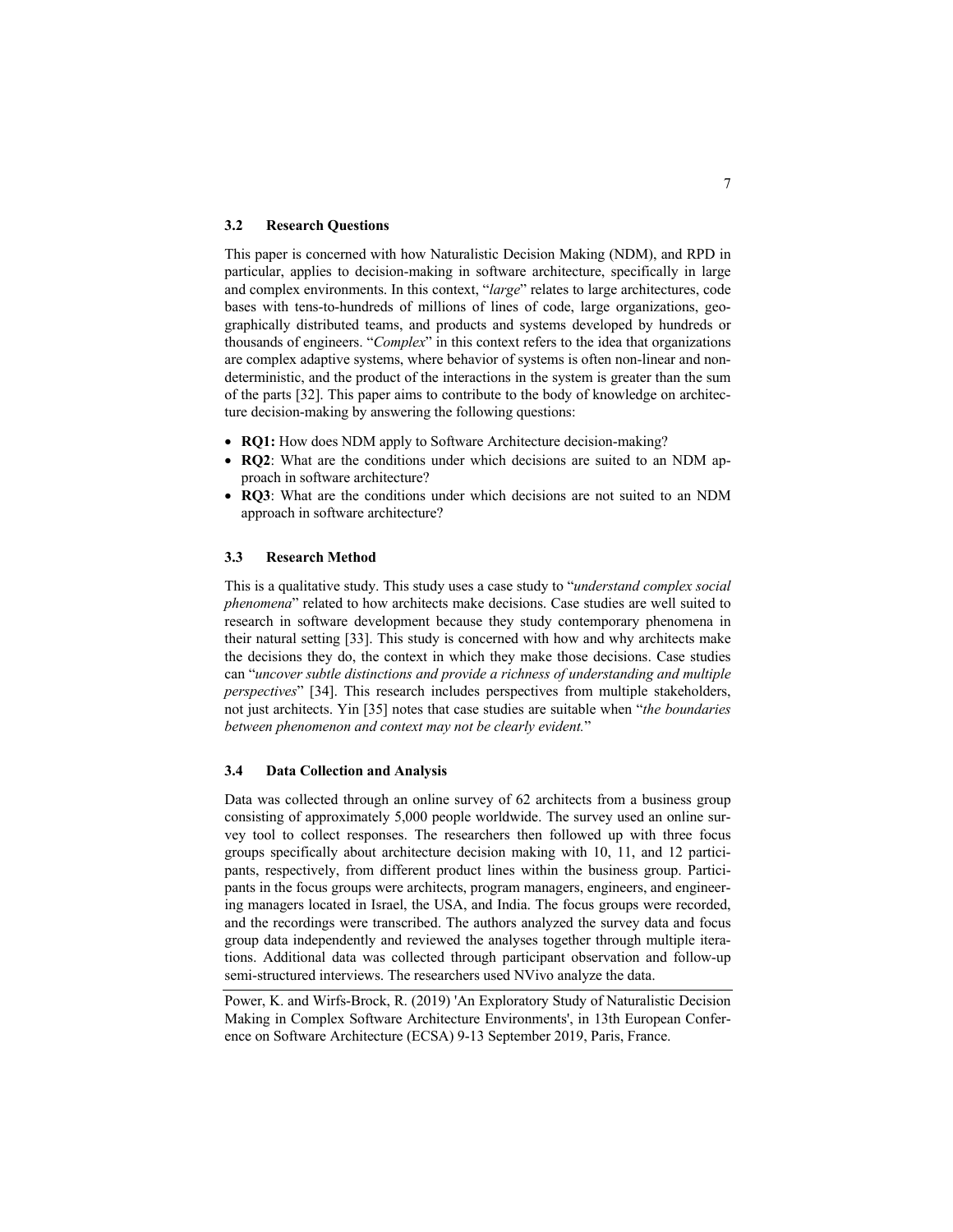### 3.2 Research Questions

This paper is concerned with how Naturalistic Decision Making (NDM), and RPD in particular, applies to decision-making in software architecture, specifically in large and complex environments. In this context, "*large*" relates to large architectures, code bases with tens-to-hundreds of millions of lines of code, large organizations, geographically distributed teams, and products and systems developed by hundreds or thousands of engineers. "*Complex*" in this context refers to the idea that organizations are complex adaptive systems, where behavior of systems is often non-linear and non-deterministic, and the product of the interactions in the system is greater than the sum of the parts [32]. This paper aims to contribute to the body of knowledge on architecture decision-making by answering the following questions:

- **RQ1:** How does NDM apply to Software Architecture decision-making?
- **RQ2**: What are the conditions under which decisions are suited to an NDM approach in software architecture?
- **RQ3**: What are the conditions under which decisions are not suited to an NDM approach in software architecture?

### 3.3 Research Method

This is a qualitative study. This study uses a case study to "*understand complex social phenomena*" related to how architects make decisions. Case studies are well suited to research in software development because they study contemporary phenomena in their natural setting [33]. This study is concerned with how and why architects make the decisions they do, the context in which they make those decisions. Case studies can "*uncover subtle distinctions and provide a richness of understanding and multiple perspectives*" [34]. This research includes perspectives from multiple stakeholders, not just architects. Yin [35] notes that case studies are suitable when "*the boundaries between phenomenon and context may not be clearly evident.*"

### 3.4 Data Collection and Analysis

Data was collected through an online survey of 62 architects from a business group consisting of approximately 5,000 people worldwide. The survey used an online survey tool to collect responses. The researchers then followed up with three focus groups specifically about architecture decision making with 10, 11, and 12 participants, respectively, from different product lines within the business group. Participants in the focus groups were architects, program managers, engineers, and engineering managers located in Israel, the USA, and India. The focus groups were recorded, and the recordings were transcribed. The authors analyzed the survey data and focus group data independently and reviewed the analyses together through multiple iterations. Additional data was collected through participant observation and follow-up semi-structured interviews. The researchers used NVivo analyze the data.

Power, K. and Wirfs-Brock, R. (2019) 'An Exploratory Study of Naturalistic Decision Making in Complex Software Architecture Environments', in 13th European Conference on Software Architecture (ECSA) 9-13 September 2019, Paris, France.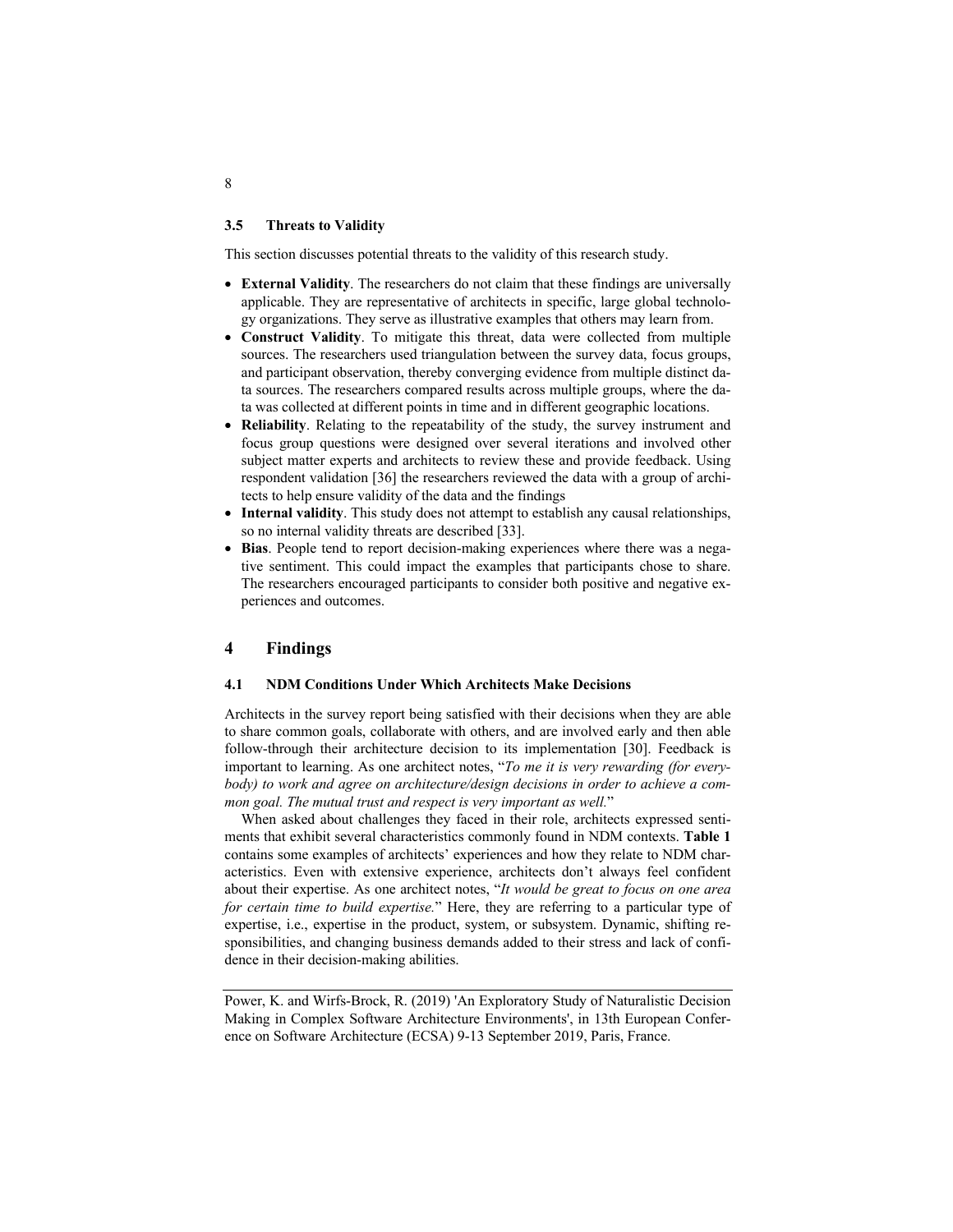### 3.5 Threats to Validity

This section discusses potential threats to the validity of this research study.

- **External Validity**. The researchers do not claim that these findings are universally applicable. They are representative of architects in specific, large global technology organizations. They serve as illustrative examples that others may learn from.
- **Construct Validity**. To mitigate this threat, data were collected from multiple sources. The researchers used triangulation between the survey data, focus groups, and participant observation, thereby converging evidence from multiple distinct data sources. The researchers compared results across multiple groups, where the data was collected at different points in time and in different geographic locations.
- **Reliability**. Relating to the repeatability of the study, the survey instrument and focus group questions were designed over several iterations and involved other subject matter experts and architects to review these and provide feedback. Using respondent validation [36] the researchers reviewed the data with a group of architects to help ensure validity of the data and the findings
- **Internal validity**. This study does not attempt to establish any causal relationships, so no internal validity threats are described [33].
- **Bias**. People tend to report decision-making experiences where there was a negative sentiment. This could impact the examples that participants chose to share. The researchers encouraged participants to consider both positive and negative experiences and outcomes.

## 4 Findings

### 4.1 NDM Conditions Under Which Architects Make Decisions

Architects in the survey report being satisfied with their decisions when they are able to share common goals, collaborate with others, and are involved early and then able follow-through their architecture decision to its implementation [30]. Feedback is important to learning. As one architect notes, "*To me it is very rewarding (for everybody) to work and agree on architecture/design decisions in order to achieve a common goal. The mutual trust and respect is very important as well.*"

When asked about challenges they faced in their role, architects expressed sentiments that exhibit several characteristics commonly found in NDM contexts. **Table 1** contains some examples of architects' experiences and how they relate to NDM characteristics. Even with extensive experience, architects don't always feel confident about their expertise. As one architect notes, "*It would be great to focus on one area for certain time to build expertise.*" Here, they are referring to a particular type of expertise, i.e., expertise in the product, system, or subsystem. Dynamic, shifting responsibilities, and changing business demands added to their stress and lack of confidence in their decision-making abilities.

Power, K. and Wirfs-Brock, R. (2019) 'An Exploratory Study of Naturalistic Decision Making in Complex Software Architecture Environments', in 13th European Conference on Software Architecture (ECSA) 9-13 September 2019, Paris, France.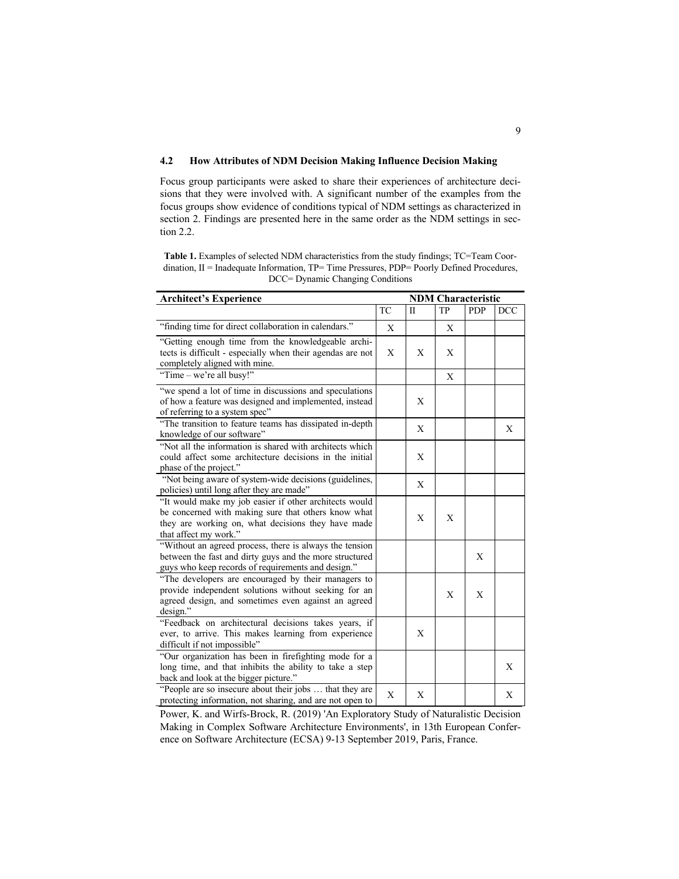### 4.2 How Attributes of NDM Decision Making Influence Decision Making

Focus group participants were asked to share their experiences of architecture decisions that they were involved with. A significant number of the examples from the focus groups show evidence of conditions typical of NDM settings as characterized in section 2. Findings are presented here in the same order as the NDM settings in section 2.2.

**Table 1.** Examples of selected NDM characteristics from the study findings; TC=Team Coordination, II = Inadequate Information, TP= Time Pressures, PDP= Poorly Defined Procedures, DCC= Dynamic Changing Conditions

| Architect's Experience | NDM Characteristic | | | | |
|---|---|---|---|---|---|
| | TC | II | TP | PDP | DCC |
| "finding time for direct collaboration in calendars." | X | | X | | |
| "Getting enough time from the knowledgeable architects is difficult - especially when their agendas are not completely aligned with mine. | X | X | X | | |
| "Time – we're all busy!" | | | X | | |
| "we spend a lot of time in discussions and speculations of how a feature was designed and implemented, instead of referring to a system spec" | | X | | | |
| "The transition to feature teams has dissipated in-depth knowledge of our software" | | X | | | X |
| "Not all the information is shared with architects which could affect some architecture decisions in the initial phase of the project." | | X | | | |
| "Not being aware of system-wide decisions (guidelines, policies) until long after they are made" | | X | | | |
| "It would make my job easier if other architects would be concerned with making sure that others know what they are working on, what decisions they have made that affect my work." | | X | X | | |
| "Without an agreed process, there is always the tension between the fast and dirty guys and the more structured guys who keep records of requirements and design." | | | | X | |
| "The developers are encouraged by their managers to provide independent solutions without seeking for an agreed design, and sometimes even against an agreed design." | | | X | X | |
| "Feedback on architectural decisions takes years, if ever, to arrive. This makes learning from experience difficult if not impossible" | | X | | | |
| "Our organization has been in firefighting mode for a long time, and that inhibits the ability to take a step back and look at the bigger picture." | | | | | X |
| "People are so insecure about their jobs … that they are protecting information, not sharing, and are not open to | X | X | | | X |

Power, K. and Wirfs-Brock, R. (2019) 'An Exploratory Study of Naturalistic Decision Making in Complex Software Architecture Environments', in 13th European Conference on Software Architecture (ECSA) 9-13 September 2019, Paris, France.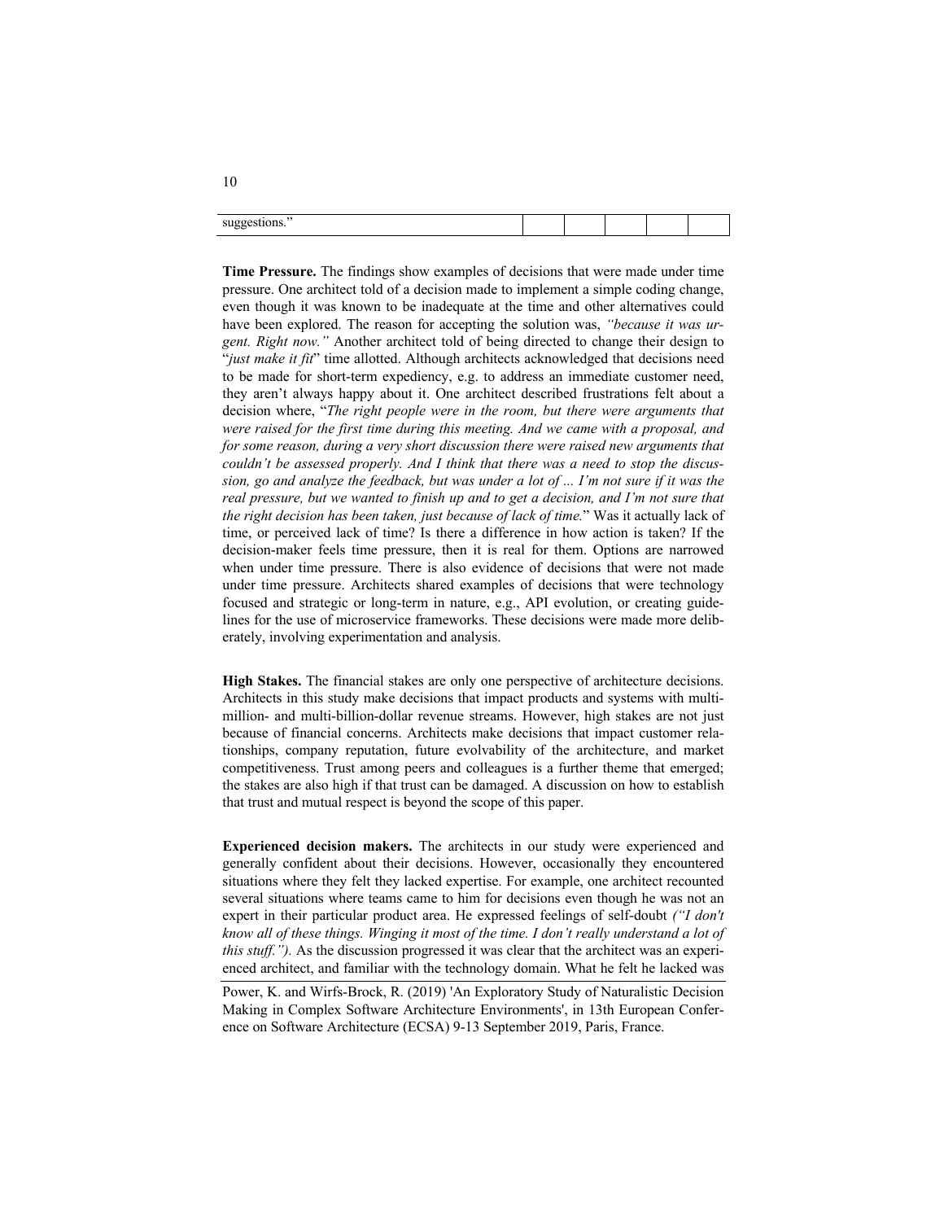| suggestions.” | | | | | |
|---|---|---|---|---|---|

**Time Pressure.** The findings show examples of decisions that were made under time pressure. One architect told of a decision made to implement a simple coding change, even though it was known to be inadequate at the time and other alternatives could have been explored. The reason for accepting the solution was, *"because it was urgent. Right now."* Another architect told of being directed to change their design to "*just make it fit*" time allotted. Although architects acknowledged that decisions need to be made for short-term expediency, e.g. to address an immediate customer need, they aren't always happy about it. One architect described frustrations felt about a decision where, "*The right people were in the room, but there were arguments that were raised for the first time during this meeting. And we came with a proposal, and for some reason, during a very short discussion there were raised new arguments that couldn't be assessed properly. And I think that there was a need to stop the discussion, go and analyze the feedback, but was under a lot of ... I'm not sure if it was the real pressure, but we wanted to finish up and to get a decision, and I'm not sure that the right decision has been taken, just because of lack of time.*" Was it actually lack of time, or perceived lack of time? Is there a difference in how action is taken? If the decision-maker feels time pressure, then it is real for them. Options are narrowed when under time pressure. There is also evidence of decisions that were not made under time pressure. Architects shared examples of decisions that were technology focused and strategic or long-term in nature, e.g., API evolution, or creating guidelines for the use of microservice frameworks. These decisions were made more deliberately, involving experimentation and analysis.

**High Stakes.** The financial stakes are only one perspective of architecture decisions. Architects in this study make decisions that impact products and systems with multi-million- and multi-billion-dollar revenue streams. However, high stakes are not just because of financial concerns. Architects make decisions that impact customer relationships, company reputation, future evolvability of the architecture, and market competitiveness. Trust among peers and colleagues is a further theme that emerged; the stakes are also high if that trust can be damaged. A discussion on how to establish that trust and mutual respect is beyond the scope of this paper.

**Experienced decision makers.** The architects in our study were experienced and generally confident about their decisions. However, occasionally they encountered situations where they felt they lacked expertise. For example, one architect recounted several situations where teams came to him for decisions even though he was not an expert in their particular product area. He expressed feelings of self-doubt *("I don't know all of these things. Winging it most of the time. I don't really understand a lot of this stuff.").* As the discussion progressed it was clear that the architect was an experienced architect, and familiar with the technology domain. What he felt he lacked was

Power, K. and Wirfs-Brock, R. (2019) 'An Exploratory Study of Naturalistic Decision Making in Complex Software Architecture Environments', in 13th European Conference on Software Architecture (ECSA) 9-13 September 2019, Paris, France.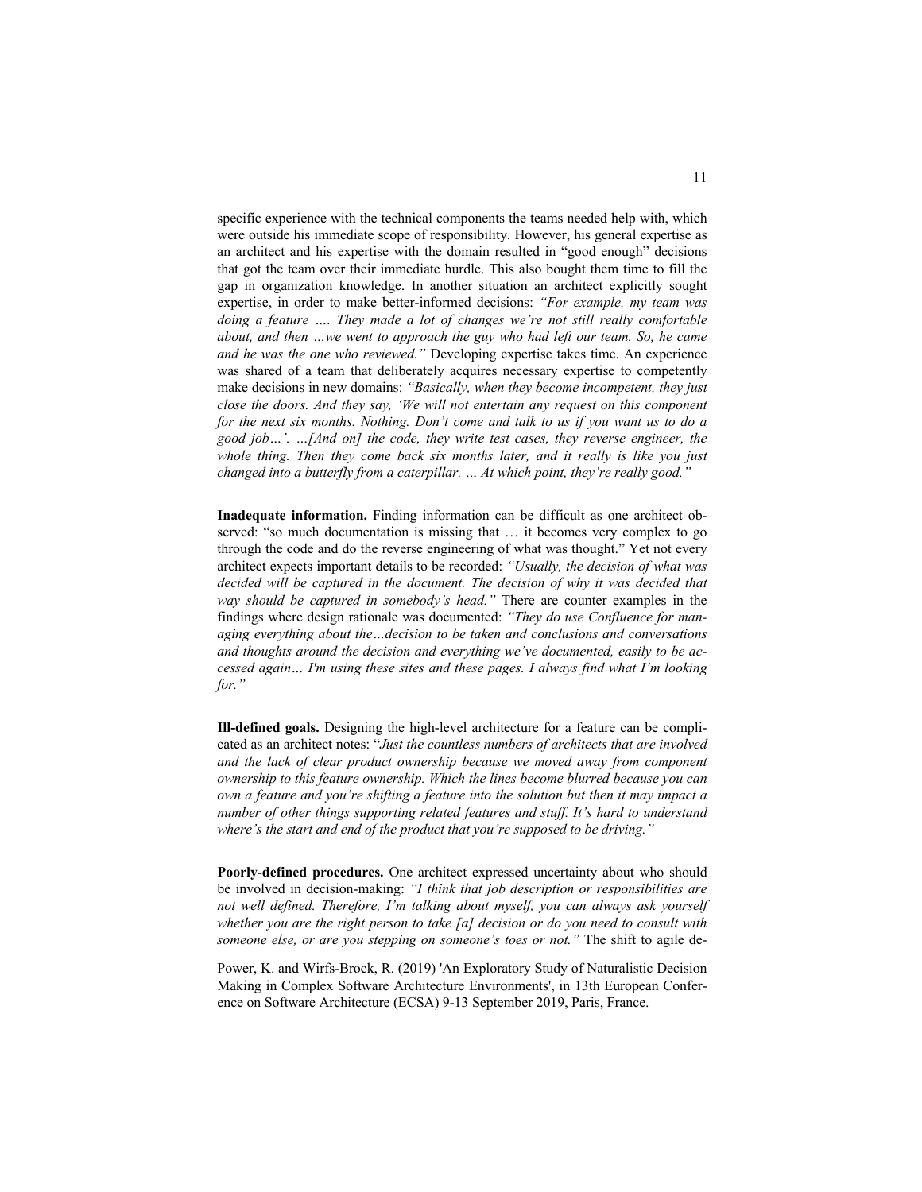specific experience with the technical components the teams needed help with, which were outside his immediate scope of responsibility. However, his general expertise as an architect and his expertise with the domain resulted in "good enough" decisions that got the team over their immediate hurdle. This also bought them time to fill the gap in organization knowledge. In another situation an architect explicitly sought expertise, in order to make better-informed decisions: *"For example, my team was doing a feature …. They made a lot of changes we're not still really comfortable about, and then …we went to approach the guy who had left our team. So, he came and he was the one who reviewed."* Developing expertise takes time. An experience was shared of a team that deliberately acquires necessary expertise to competently make decisions in new domains: *"Basically, when they become incompetent, they just close the doors. And they say, 'We will not entertain any request on this component for the next six months. Nothing. Don't come and talk to us if you want us to do a good job…'. …[And on] the code, they write test cases, they reverse engineer, the whole thing. Then they come back six months later, and it really is like you just changed into a butterfly from a caterpillar. … At which point, they're really good."*

**Inadequate information.** Finding information can be difficult as one architect observed: "so much documentation is missing that … it becomes very complex to go through the code and do the reverse engineering of what was thought." Yet not every architect expects important details to be recorded: *"Usually, the decision of what was decided will be captured in the document. The decision of why it was decided that way should be captured in somebody's head."* There are counter examples in the findings where design rationale was documented: *"They do use Confluence for managing everything about the…decision to be taken and conclusions and conversations and thoughts around the decision and everything we've documented, easily to be accessed again… I'm using these sites and these pages. I always find what I'm looking for."*

**Ill-defined goals.** Designing the high-level architecture for a feature can be complicated as an architect notes: "*Just the countless numbers of architects that are involved and the lack of clear product ownership because we moved away from component ownership to this feature ownership. Which the lines become blurred because you can own a feature and you're shifting a feature into the solution but then it may impact a number of other things supporting related features and stuff. It's hard to understand where's the start and end of the product that you're supposed to be driving."*

**Poorly-defined procedures.** One architect expressed uncertainty about who should be involved in decision-making: *"I think that job description or responsibilities are not well defined. Therefore, I'm talking about myself, you can always ask yourself whether you are the right person to take [a] decision or do you need to consult with someone else, or are you stepping on someone's toes or not."* The shift to agile de-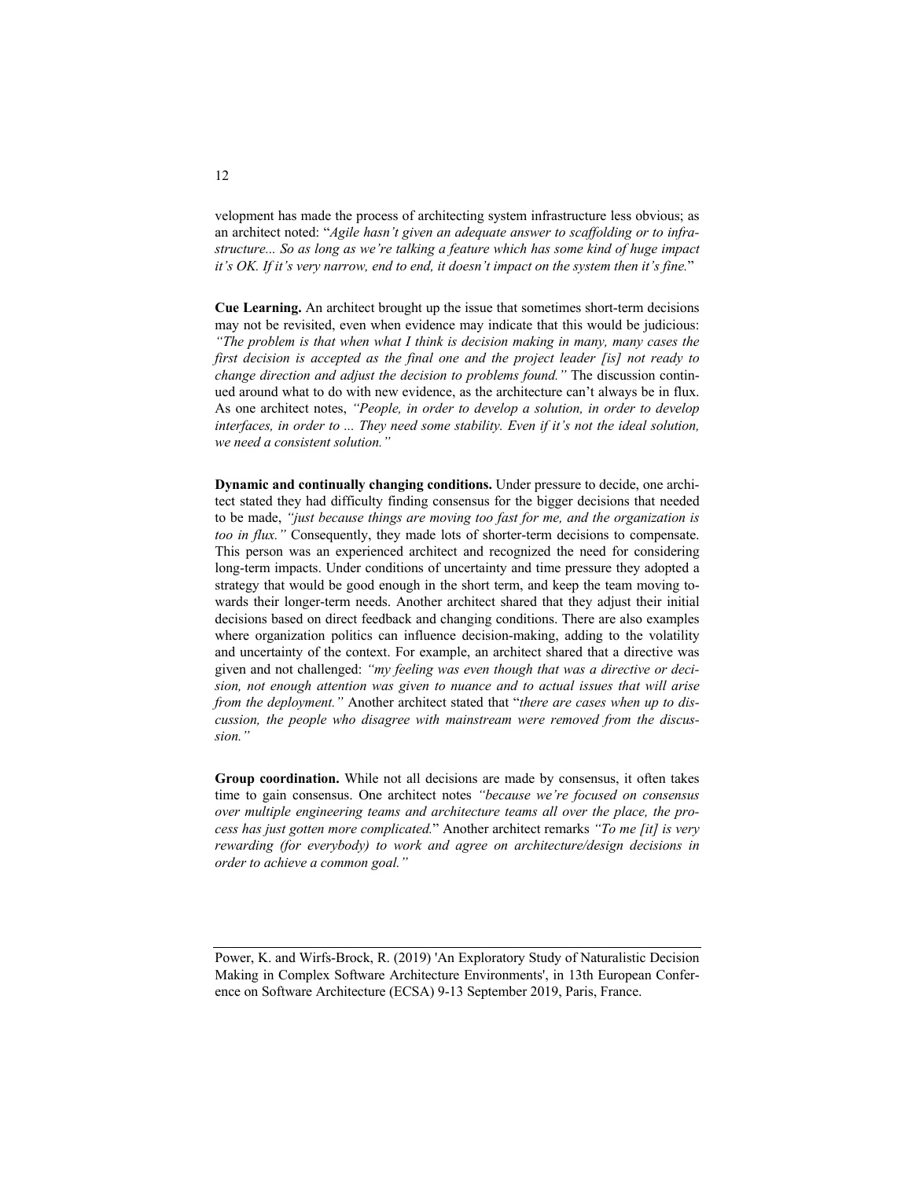velopment has made the process of architecting system infrastructure less obvious; as an architect noted: "*Agile hasn't given an adequate answer to scaffolding or to infrastructure... So as long as we're talking a feature which has some kind of huge impact it's OK. If it's very narrow, end to end, it doesn't impact on the system then it's fine.*"

**Cue Learning.** An architect brought up the issue that sometimes short-term decisions may not be revisited, even when evidence may indicate that this would be judicious: *"The problem is that when what I think is decision making in many, many cases the first decision is accepted as the final one and the project leader [is] not ready to change direction and adjust the decision to problems found."* The discussion continued around what to do with new evidence, as the architecture can't always be in flux. As one architect notes, *"People, in order to develop a solution, in order to develop interfaces, in order to ... They need some stability. Even if it's not the ideal solution, we need a consistent solution."*

**Dynamic and continually changing conditions.** Under pressure to decide, one architect stated they had difficulty finding consensus for the bigger decisions that needed to be made, *"just because things are moving too fast for me, and the organization is too in flux."* Consequently, they made lots of shorter-term decisions to compensate. This person was an experienced architect and recognized the need for considering long-term impacts. Under conditions of uncertainty and time pressure they adopted a strategy that would be good enough in the short term, and keep the team moving towards their longer-term needs. Another architect shared that they adjust their initial decisions based on direct feedback and changing conditions. There are also examples where organization politics can influence decision-making, adding to the volatility and uncertainty of the context. For example, an architect shared that a directive was given and not challenged: *"my feeling was even though that was a directive or decision, not enough attention was given to nuance and to actual issues that will arise from the deployment."* Another architect stated that "*there are cases when up to discussion, the people who disagree with mainstream were removed from the discussion.*"

**Group coordination.** While not all decisions are made by consensus, it often takes time to gain consensus. One architect notes *"because we're focused on consensus over multiple engineering teams and architecture teams all over the place, the process has just gotten more complicated.*" Another architect remarks *"To me [it] is very rewarding (for everybody) to work and agree on architecture/design decisions in order to achieve a common goal."*

Power, K. and Wirfs-Brock, R. (2019) 'An Exploratory Study of Naturalistic Decision Making in Complex Software Architecture Environments', in 13th European Conference on Software Architecture (ECSA) 9-13 September 2019, Paris, France.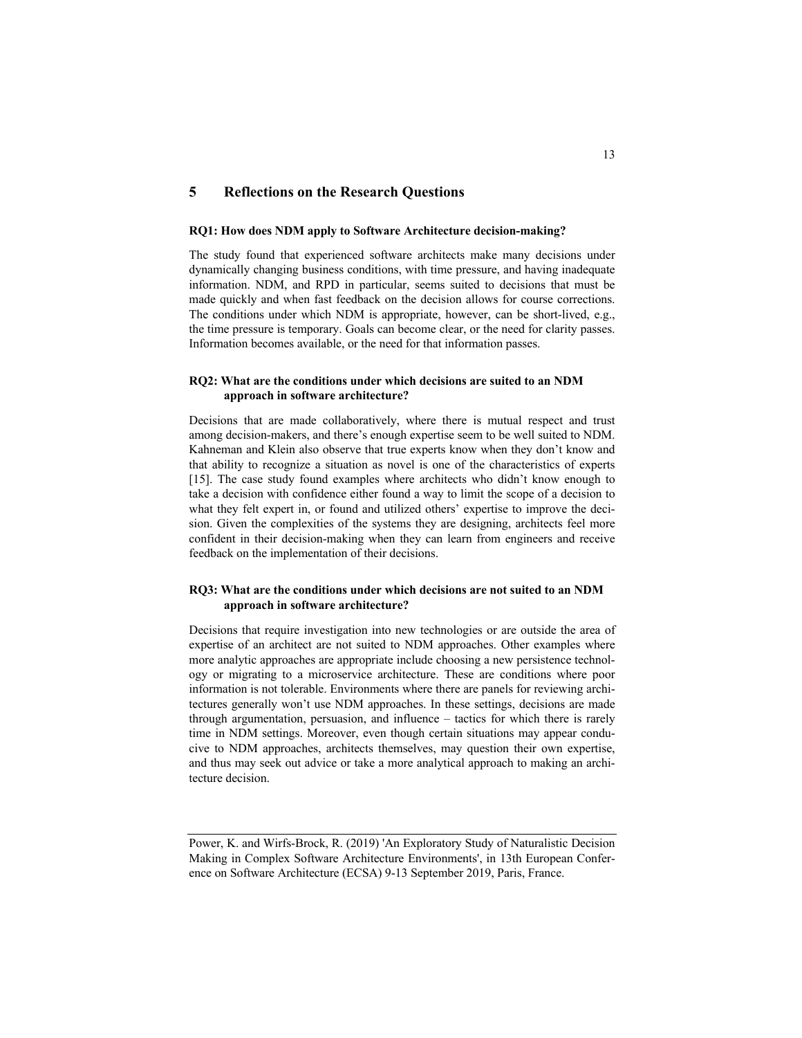## 5 Reflections on the Research Questions

**RQ1: How does NDM apply to Software Architecture decision-making?**

The study found that experienced software architects make many decisions under dynamically changing business conditions, with time pressure, and having inadequate information. NDM, and RPD in particular, seems suited to decisions that must be made quickly and when fast feedback on the decision allows for course corrections. The conditions under which NDM is appropriate, however, can be short-lived, e.g., the time pressure is temporary. Goals can become clear, or the need for clarity passes. Information becomes available, or the need for that information passes.

**RQ2: What are the conditions under which decisions are suited to an NDM approach in software architecture?**

Decisions that are made collaboratively, where there is mutual respect and trust among decision-makers, and there's enough expertise seem to be well suited to NDM. Kahneman and Klein also observe that true experts know when they don't know and that ability to recognize a situation as novel is one of the characteristics of experts [15]. The case study found examples where architects who didn't know enough to take a decision with confidence either found a way to limit the scope of a decision to what they felt expert in, or found and utilized others' expertise to improve the decision. Given the complexities of the systems they are designing, architects feel more confident in their decision-making when they can learn from engineers and receive feedback on the implementation of their decisions.

**RQ3: What are the conditions under which decisions are not suited to an NDM approach in software architecture?**

Decisions that require investigation into new technologies or are outside the area of expertise of an architect are not suited to NDM approaches. Other examples where more analytic approaches are appropriate include choosing a new persistence technology or migrating to a microservice architecture. These are conditions where poor information is not tolerable. Environments where there are panels for reviewing architectures generally won't use NDM approaches. In these settings, decisions are made through argumentation, persuasion, and influence – tactics for which there is rarely time in NDM settings. Moreover, even though certain situations may appear conducive to NDM approaches, architects themselves, may question their own expertise, and thus may seek out advice or take a more analytical approach to making an architecture decision.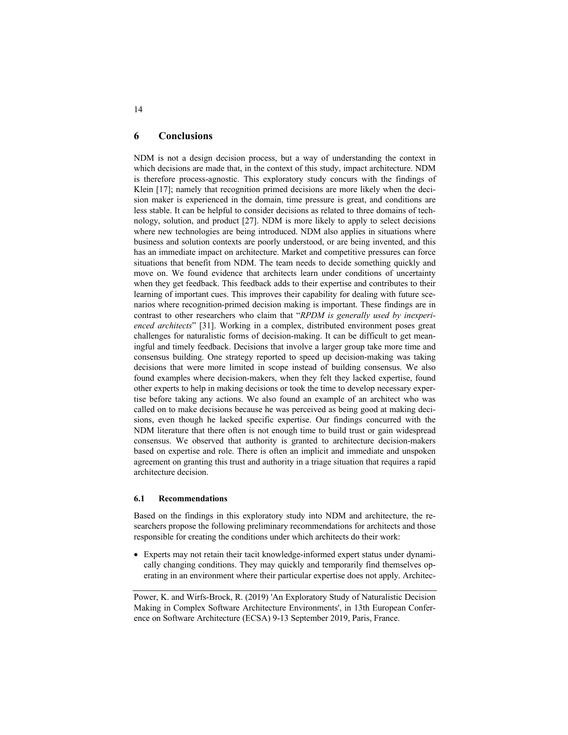# 6 Conclusions

NDM is not a design decision process, but a way of understanding the context in which decisions are made that, in the context of this study, impact architecture. NDM is therefore process-agnostic. This exploratory study concurs with the findings of Klein [17]; namely that recognition primed decisions are more likely when the decision maker is experienced in the domain, time pressure is great, and conditions are less stable. It can be helpful to consider decisions as related to three domains of technology, solution, and product [27]. NDM is more likely to apply to select decisions where new technologies are being introduced. NDM also applies in situations where business and solution contexts are poorly understood, or are being invented, and this has an immediate impact on architecture. Market and competitive pressures can force situations that benefit from NDM. The team needs to decide something quickly and move on. We found evidence that architects learn under conditions of uncertainty when they get feedback. This feedback adds to their expertise and contributes to their learning of important cues. This improves their capability for dealing with future scenarios where recognition-primed decision making is important. These findings are in contrast to other researchers who claim that "*RPDM is generally used by inexperienced architects*" [31]. Working in a complex, distributed environment poses great challenges for naturalistic forms of decision-making. It can be difficult to get meaningful and timely feedback. Decisions that involve a larger group take more time and consensus building. One strategy reported to speed up decision-making was taking decisions that were more limited in scope instead of building consensus. We also found examples where decision-makers, when they felt they lacked expertise, found other experts to help in making decisions or took the time to develop necessary expertise before taking any actions. We also found an example of an architect who was called on to make decisions because he was perceived as being good at making decisions, even though he lacked specific expertise. Our findings concurred with the NDM literature that there often is not enough time to build trust or gain widespread consensus. We observed that authority is granted to architecture decision-makers based on expertise and role. There is often an implicit and immediate and unspoken agreement on granting this trust and authority in a triage situation that requires a rapid architecture decision.

## 6.1 Recommendations

Based on the findings in this exploratory study into NDM and architecture, the researchers propose the following preliminary recommendations for architects and those responsible for creating the conditions under which architects do their work:

- Experts may not retain their tacit knowledge-informed expert status under dynamically changing conditions. They may quickly and temporarily find themselves operating in an environment where their particular expertise does not apply. Architec-

Power, K. and Wirfs-Brock, R. (2019) 'An Exploratory Study of Naturalistic Decision Making in Complex Software Architecture Environments', in 13th European Conference on Software Architecture (ECSA) 9-13 September 2019, Paris, France.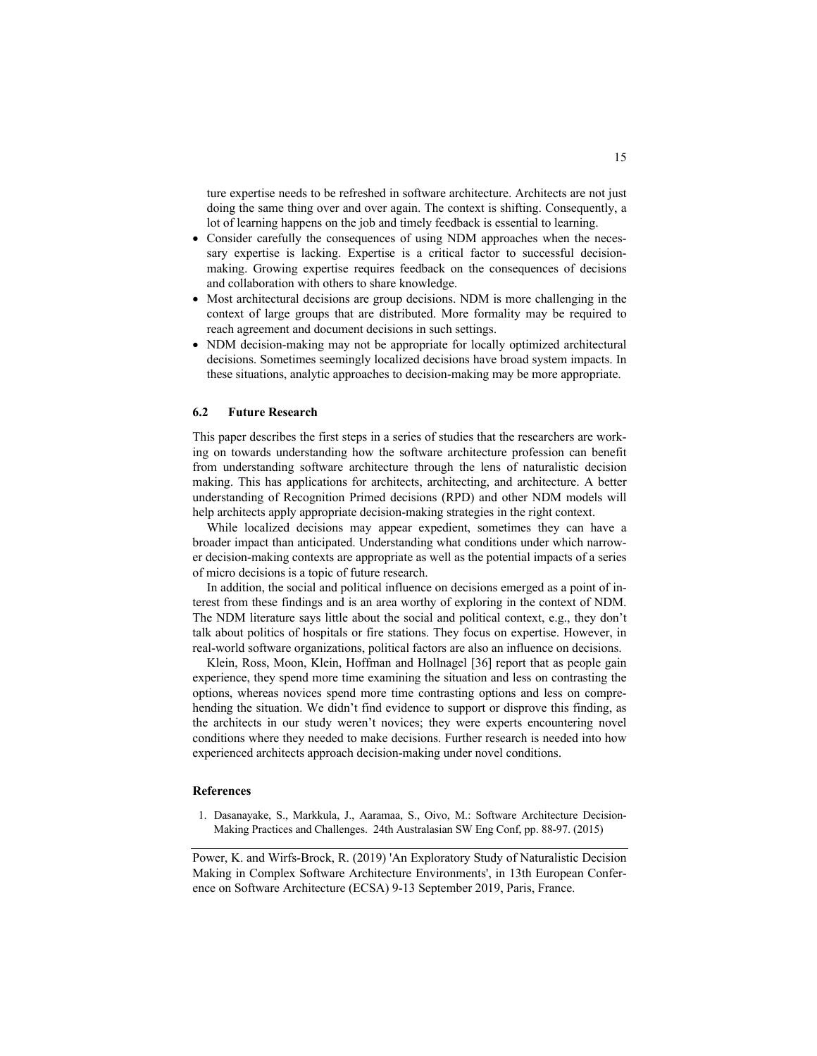ture expertise needs to be refreshed in software architecture. Architects are not just doing the same thing over and over again. The context is shifting. Consequently, a lot of learning happens on the job and timely feedback is essential to learning.

- Consider carefully the consequences of using NDM approaches when the necessary expertise is lacking. Expertise is a critical factor to successful decision-making. Growing expertise requires feedback on the consequences of decisions and collaboration with others to share knowledge.
- Most architectural decisions are group decisions. NDM is more challenging in the context of large groups that are distributed. More formality may be required to reach agreement and document decisions in such settings.
- NDM decision-making may not be appropriate for locally optimized architectural decisions. Sometimes seemingly localized decisions have broad system impacts. In these situations, analytic approaches to decision-making may be more appropriate.

### 6.2 Future Research

This paper describes the first steps in a series of studies that the researchers are working on towards understanding how the software architecture profession can benefit from understanding software architecture through the lens of naturalistic decision making. This has applications for architects, architecting, and architecture. A better understanding of Recognition Primed decisions (RPD) and other NDM models will help architects apply appropriate decision-making strategies in the right context.

While localized decisions may appear expedient, sometimes they can have a broader impact than anticipated. Understanding what conditions under which narrower decision-making contexts are appropriate as well as the potential impacts of a series of micro decisions is a topic of future research.

In addition, the social and political influence on decisions emerged as a point of interest from these findings and is an area worthy of exploring in the context of NDM. The NDM literature says little about the social and political context, e.g., they don't talk about politics of hospitals or fire stations. They focus on expertise. However, in real-world software organizations, political factors are also an influence on decisions.

Klein, Ross, Moon, Klein, Hoffman and Hollnagel [36] report that as people gain experience, they spend more time examining the situation and less on contrasting the options, whereas novices spend more time contrasting options and less on comprehending the situation. We didn't find evidence to support or disprove this finding, as the architects in our study weren't novices; they were experts encountering novel conditions where they needed to make decisions. Further research is needed into how experienced architects approach decision-making under novel conditions.

### References

1. Dasanayake, S., Markkula, J., Aaramaa, S., Oivo, M.: Software Architecture Decision-Making Practices and Challenges. 24th Australasian SW Eng Conf, pp. 88-97. (2015)

Power, K. and Wirfs-Brock, R. (2019) 'An Exploratory Study of Naturalistic Decision Making in Complex Software Architecture Environments', in 13th European Conference on Software Architecture (ECSA) 9-13 September 2019, Paris, France.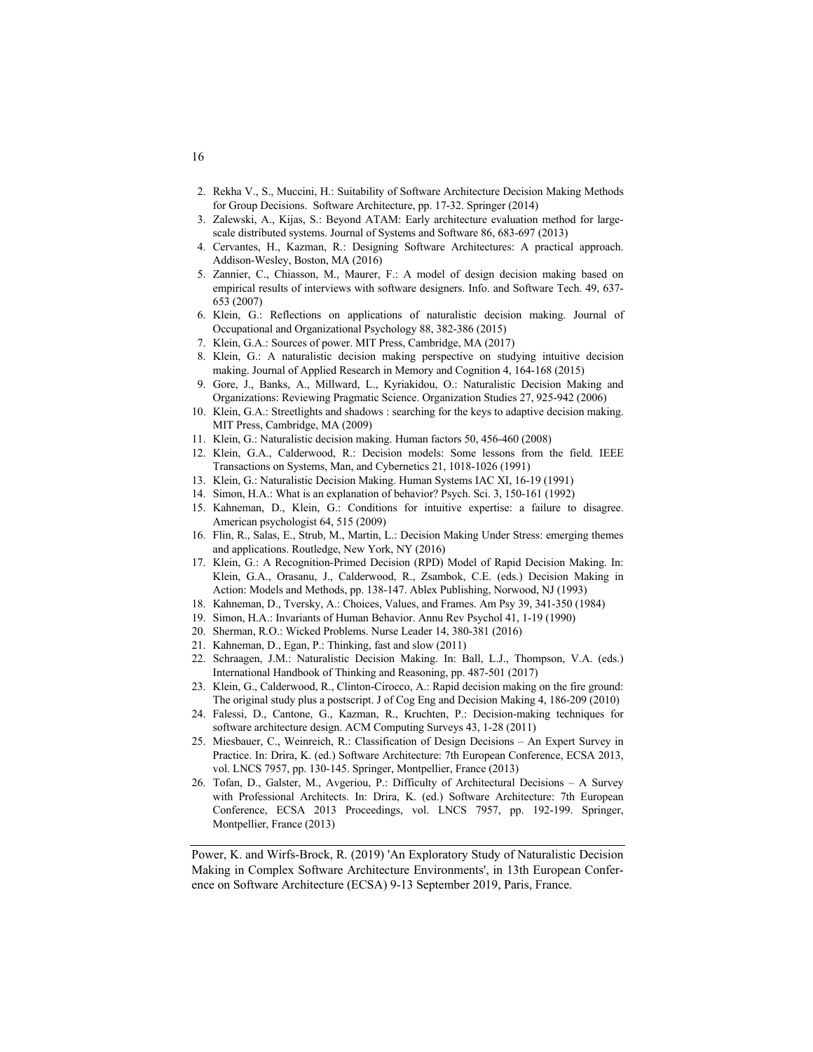2. Rekha V., S., Muccini, H.: Suitability of Software Architecture Decision Making Methods for Group Decisions. Software Architecture, pp. 17-32. Springer (2014)
3. Zalewski, A., Kijas, S.: Beyond ATAM: Early architecture evaluation method for large-scale distributed systems. Journal of Systems and Software 86, 683-697 (2013)
4. Cervantes, H., Kazman, R.: Designing Software Architectures: A practical approach. Addison-Wesley, Boston, MA (2016)
5. Zannier, C., Chiasson, M., Maurer, F.: A model of design decision making based on empirical results of interviews with software designers. Info. and Software Tech. 49, 637-653 (2007)
6. Klein, G.: Reflections on applications of naturalistic decision making. Journal of Occupational and Organizational Psychology 88, 382-386 (2015)
7. Klein, G.A.: Sources of power. MIT Press, Cambridge, MA (2017)
8. Klein, G.: A naturalistic decision making perspective on studying intuitive decision making. Journal of Applied Research in Memory and Cognition 4, 164-168 (2015)
9. Gore, J., Banks, A., Millward, L., Kyriakidou, O.: Naturalistic Decision Making and Organizations: Reviewing Pragmatic Science. Organization Studies 27, 925-942 (2006)
10. Klein, G.A.: Streetlights and shadows : searching for the keys to adaptive decision making. MIT Press, Cambridge, MA (2009)
11. Klein, G.: Naturalistic decision making. Human factors 50, 456-460 (2008)
12. Klein, G.A., Calderwood, R.: Decision models: Some lessons from the field. IEEE Transactions on Systems, Man, and Cybernetics 21, 1018-1026 (1991)
13. Klein, G.: Naturalistic Decision Making. Human Systems IAC XI, 16-19 (1991)
14. Simon, H.A.: What is an explanation of behavior? Psych. Sci. 3, 150-161 (1992)
15. Kahneman, D., Klein, G.: Conditions for intuitive expertise: a failure to disagree. American psychologist 64, 515 (2009)
16. Flin, R., Salas, E., Strub, M., Martin, L.: Decision Making Under Stress: emerging themes and applications. Routledge, New York, NY (2016)
17. Klein, G.: A Recognition-Primed Decision (RPD) Model of Rapid Decision Making. In: Klein, G.A., Orasanu, J., Calderwood, R., Zsambok, C.E. (eds.) Decision Making in Action: Models and Methods, pp. 138-147. Ablex Publishing, Norwood, NJ (1993)
18. Kahneman, D., Tversky, A.: Choices, Values, and Frames. Am Psy 39, 341-350 (1984)
19. Simon, H.A.: Invariants of Human Behavior. Annu Rev Psychol 41, 1-19 (1990)
20. Sherman, R.O.: Wicked Problems. Nurse Leader 14, 380-381 (2016)
21. Kahneman, D., Egan, P.: Thinking, fast and slow (2011)
22. Schraagen, J.M.: Naturalistic Decision Making. In: Ball, L.J., Thompson, V.A. (eds.) International Handbook of Thinking and Reasoning, pp. 487-501 (2017)
23. Klein, G., Calderwood, R., Clinton-Cirocco, A.: Rapid decision making on the fire ground: The original study plus a postscript. J of Cog Eng and Decision Making 4, 186-209 (2010)
24. Falessi, D., Cantone, G., Kazman, R., Kruchten, P.: Decision-making techniques for software architecture design. ACM Computing Surveys 43, 1-28 (2011)
25. Miesbauer, C., Weinreich, R.: Classification of Design Decisions – An Expert Survey in Practice. In: Drira, K. (ed.) Software Architecture: 7th European Conference, ECSA 2013, vol. LNCS 7957, pp. 130-145. Springer, Montpellier, France (2013)
26. Tofan, D., Galster, M., Avgeriou, P.: Difficulty of Architectural Decisions – A Survey with Professional Architects. In: Drira, K. (ed.) Software Architecture: 7th European Conference, ECSA 2013 Proceedings, vol. LNCS 7957, pp. 192-199. Springer, Montpellier, France (2013)

---

Power, K. and Wirfs-Brock, R. (2019) 'An Exploratory Study of Naturalistic Decision Making in Complex Software Architecture Environments', in 13th European Conference on Software Architecture (ECSA) 9-13 September 2019, Paris, France.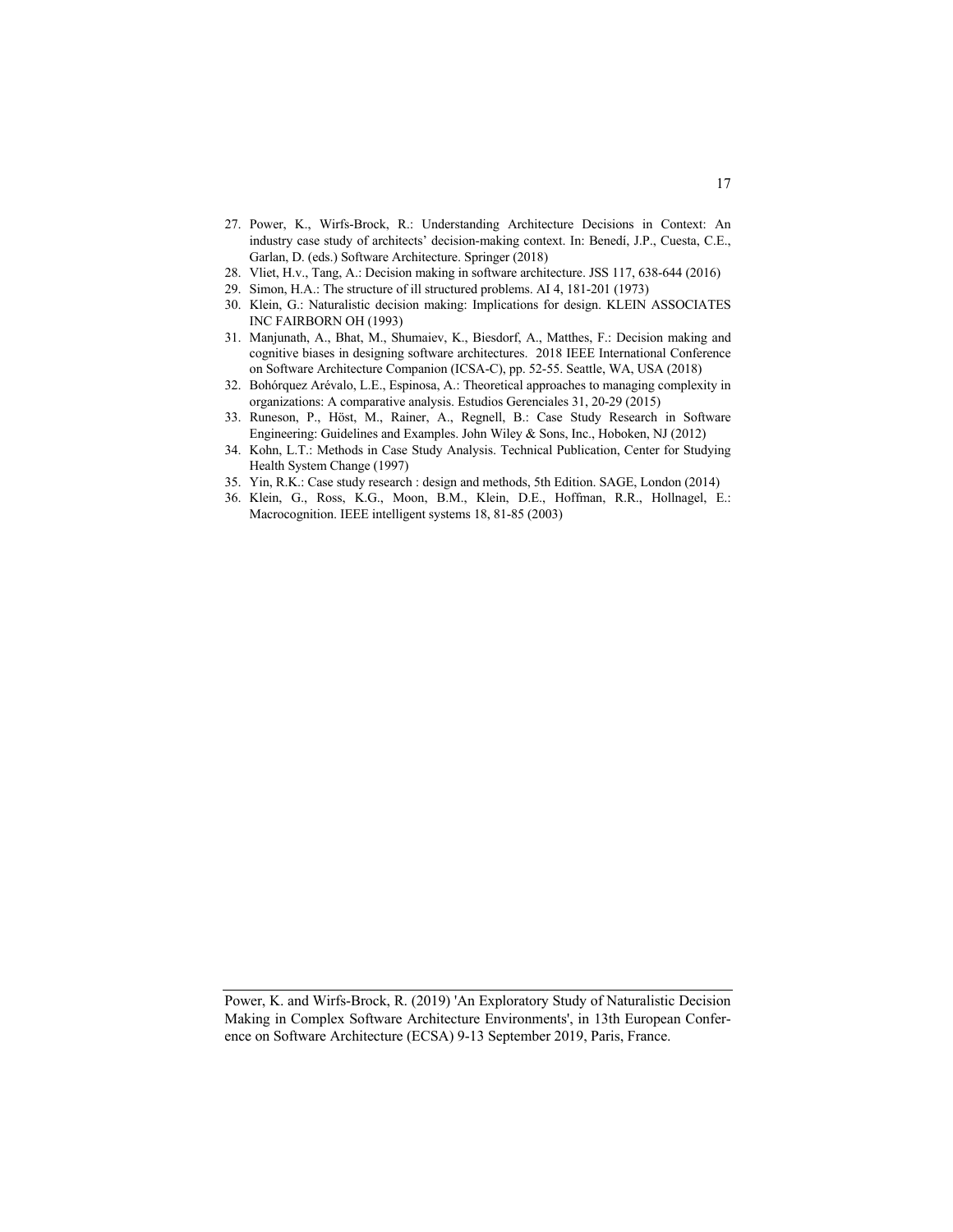27. Power, K., Wirfs-Brock, R.: Understanding Architecture Decisions in Context: An industry case study of architects' decision-making context. In: Benedí, J.P., Cuesta, C.E., Garlan, D. (eds.) Software Architecture. Springer (2018)
28. Vliet, H.v., Tang, A.: Decision making in software architecture. JSS 117, 638-644 (2016)
29. Simon, H.A.: The structure of ill structured problems. AI 4, 181-201 (1973)
30. Klein, G.: Naturalistic decision making: Implications for design. KLEIN ASSOCIATES INC FAIRBORN OH (1993)
31. Manjunath, A., Bhat, M., Shumaiev, K., Biesdorf, A., Matthes, F.: Decision making and cognitive biases in designing software architectures. 2018 IEEE International Conference on Software Architecture Companion (ICSA-C), pp. 52-55. Seattle, WA, USA (2018)
32. Bohórquez Arévalo, L.E., Espinosa, A.: Theoretical approaches to managing complexity in organizations: A comparative analysis. Estudios Gerenciales 31, 20-29 (2015)
33. Runeson, P., Höst, M., Rainer, A., Regnell, B.: Case Study Research in Software Engineering: Guidelines and Examples. John Wiley & Sons, Inc., Hoboken, NJ (2012)
34. Kohn, L.T.: Methods in Case Study Analysis. Technical Publication, Center for Studying Health System Change (1997)
35. Yin, R.K.: Case study research : design and methods, 5th Edition. SAGE, London (2014)
36. Klein, G., Ross, K.G., Moon, B.M., Klein, D.E., Hoffman, R.R., Hollnagel, E.: Macrocognition. IEEE intelligent systems 18, 81-85 (2003)

Power, K. and Wirfs-Brock, R. (2019) 'An Exploratory Study of Naturalistic Decision Making in Complex Software Architecture Environments', in 13th European Conference on Software Architecture (ECSA) 9-13 September 2019, Paris, France.